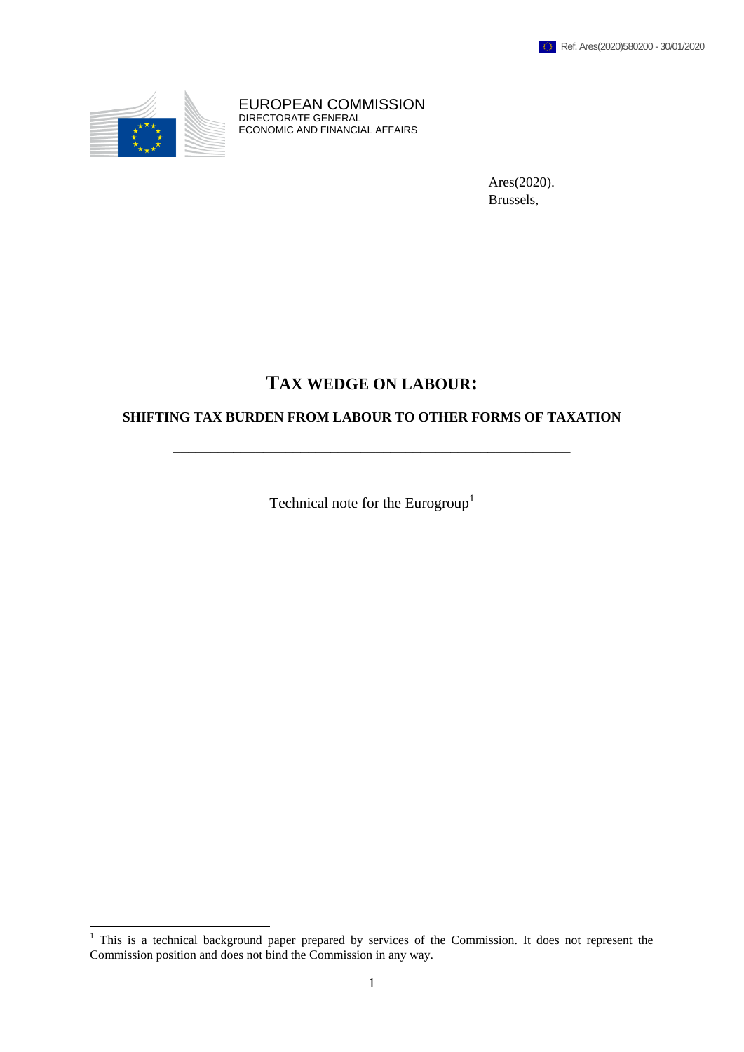Ref. Ares(2020)580200 - 30/01/2020

EUROPEAN COMMISSION
DIRECTORATE GENERAL
ECONOMIC AND FINANCIAL AFFAIRS

Ares(2020).
Brussels,

# TAX WEDGE ON LABOUR:

## SHIFTING TAX BURDEN FROM LABOUR TO OTHER FORMS OF TAXATION

---

Technical note for the Eurogroup[1]

[1] This is a technical background paper prepared by services of the Commission. It does not represent the Commission position and does not bind the Commission in any way.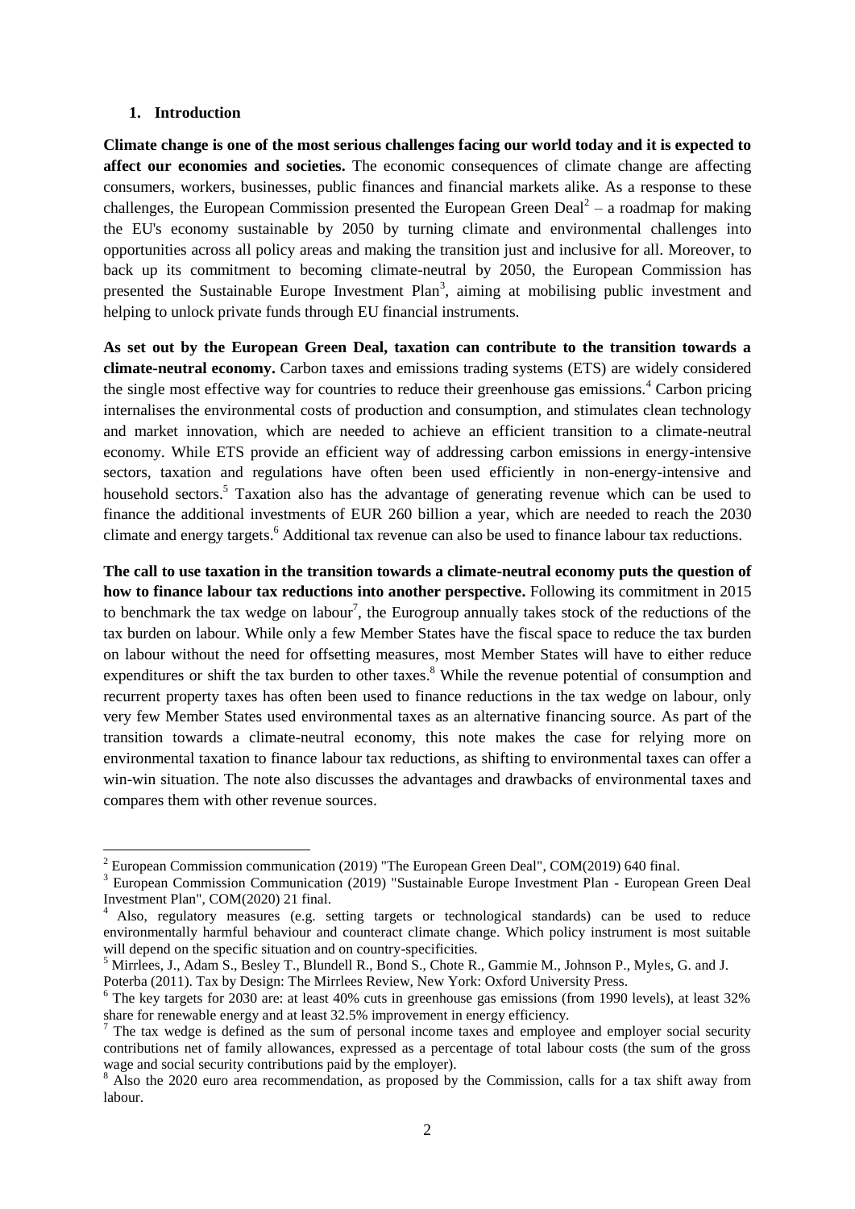## 1. Introduction

**Climate change is one of the most serious challenges facing our world today and it is expected to affect our economies and societies.** The economic consequences of climate change are affecting consumers, workers, businesses, public finances and financial markets alike. As a response to these challenges, the European Commission presented the European Green Deal[2] – a roadmap for making the EU's economy sustainable by 2050 by turning climate and environmental challenges into opportunities across all policy areas and making the transition just and inclusive for all. Moreover, to back up its commitment to becoming climate-neutral by 2050, the European Commission has presented the Sustainable Europe Investment Plan[3], aiming at mobilising public investment and helping to unlock private funds through EU financial instruments.

**As set out by the European Green Deal, taxation can contribute to the transition towards a climate-neutral economy.** Carbon taxes and emissions trading systems (ETS) are widely considered the single most effective way for countries to reduce their greenhouse gas emissions.[4] Carbon pricing internalises the environmental costs of production and consumption, and stimulates clean technology and market innovation, which are needed to achieve an efficient transition to a climate-neutral economy. While ETS provide an efficient way of addressing carbon emissions in energy-intensive sectors, taxation and regulations have often been used efficiently in non-energy-intensive and household sectors.[5] Taxation also has the advantage of generating revenue which can be used to finance the additional investments of EUR 260 billion a year, which are needed to reach the 2030 climate and energy targets.[6] Additional tax revenue can also be used to finance labour tax reductions.

**The call to use taxation in the transition towards a climate-neutral economy puts the question of how to finance labour tax reductions into another perspective.** Following its commitment in 2015 to benchmark the tax wedge on labour[7], the Eurogroup annually takes stock of the reductions of the tax burden on labour. While only a few Member States have the fiscal space to reduce the tax burden on labour without the need for offsetting measures, most Member States will have to either reduce expenditures or shift the tax burden to other taxes.[8] While the revenue potential of consumption and recurrent property taxes has often been used to finance reductions in the tax wedge on labour, only very few Member States used environmental taxes as an alternative financing source. As part of the transition towards a climate-neutral economy, this note makes the case for relying more on environmental taxation to finance labour tax reductions, as shifting to environmental taxes can offer a win-win situation. The note also discusses the advantages and drawbacks of environmental taxes and compares them with other revenue sources.

---

[2] European Commission communication (2019) "The European Green Deal", COM(2019) 640 final.

[3] European Commission Communication (2019) "Sustainable Europe Investment Plan - European Green Deal Investment Plan", COM(2020) 21 final.

[4] Also, regulatory measures (e.g. setting targets or technological standards) can be used to reduce environmentally harmful behaviour and counteract climate change. Which policy instrument is most suitable will depend on the specific situation and on country-specificities.

[5] Mirrlees, J., Adam S., Besley T., Blundell R., Bond S., Chote R., Gammie M., Johnson P., Myles, G. and J. Poterba (2011). Tax by Design: The Mirrlees Review, New York: Oxford University Press.

[6] The key targets for 2030 are: at least 40% cuts in greenhouse gas emissions (from 1990 levels), at least 32% share for renewable energy and at least 32.5% improvement in energy efficiency.

[7] The tax wedge is defined as the sum of personal income taxes and employee and employer social security contributions net of family allowances, expressed as a percentage of total labour costs (the sum of the gross wage and social security contributions paid by the employer).

[8] Also the 2020 euro area recommendation, as proposed by the Commission, calls for a tax shift away from labour.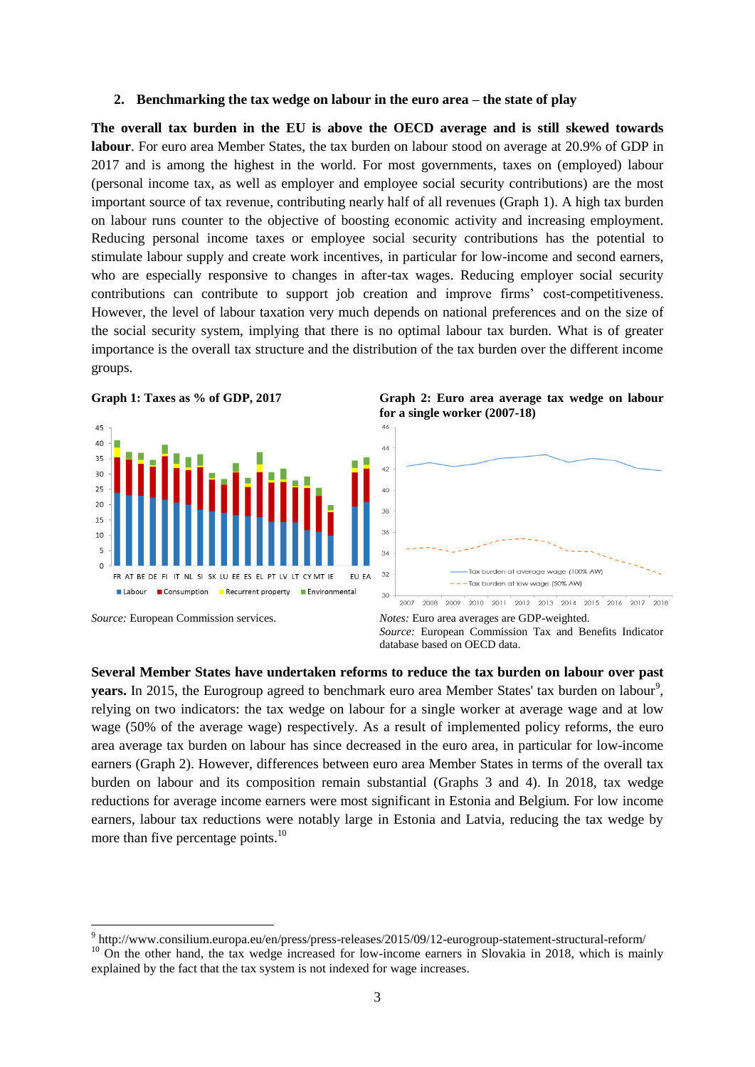## 2. Benchmarking the tax wedge on labour in the euro area – the state of play

**The overall tax burden in the EU is above the OECD average and is still skewed towards labour**. For euro area Member States, the tax burden on labour stood on average at 20.9% of GDP in 2017 and is among the highest in the world. For most governments, taxes on (employed) labour (personal income tax, as well as employer and employee social security contributions) are the most important source of tax revenue, contributing nearly half of all revenues (Graph 1). A high tax burden on labour runs counter to the objective of boosting economic activity and increasing employment. Reducing personal income taxes or employee social security contributions has the potential to stimulate labour supply and create work incentives, in particular for low-income and second earners, who are especially responsive to changes in after-tax wages. Reducing employer social security contributions can contribute to support job creation and improve firms' cost-competitiveness. However, the level of labour taxation very much depends on national preferences and on the size of the social security system, implying that there is no optimal labour tax burden. What is of greater importance is the overall tax structure and the distribution of the tax burden over the different income groups.

**Graph 1: Taxes as % of GDP, 2017**

*Source:* European Commission services.

**Graph 2: Euro area average tax wedge on labour for a single worker (2007-18)**

*Notes:* Euro area averages are GDP-weighted.
*Source:* European Commission Tax and Benefits Indicator database based on OECD data.

**Several Member States have undertaken reforms to reduce the tax burden on labour over past years.** In 2015, the Eurogroup agreed to benchmark euro area Member States' tax burden on labour[9], relying on two indicators: the tax wedge on labour for a single worker at average wage and at low wage (50% of the average wage) respectively. As a result of implemented policy reforms, the euro area average tax burden on labour has since decreased in the euro area, in particular for low-income earners (Graph 2). However, differences between euro area Member States in terms of the overall tax burden on labour and its composition remain substantial (Graphs 3 and 4). In 2018, tax wedge reductions for average income earners were most significant in Estonia and Belgium. For low income earners, labour tax reductions were notably large in Estonia and Latvia, reducing the tax wedge by more than five percentage points.[10]

[9] http://www.consilium.europa.eu/en/press/press-releases/2015/09/12-eurogroup-statement-structural-reform/

[10] On the other hand, the tax wedge increased for low-income earners in Slovakia in 2018, which is mainly explained by the fact that the tax system is not indexed for wage increases.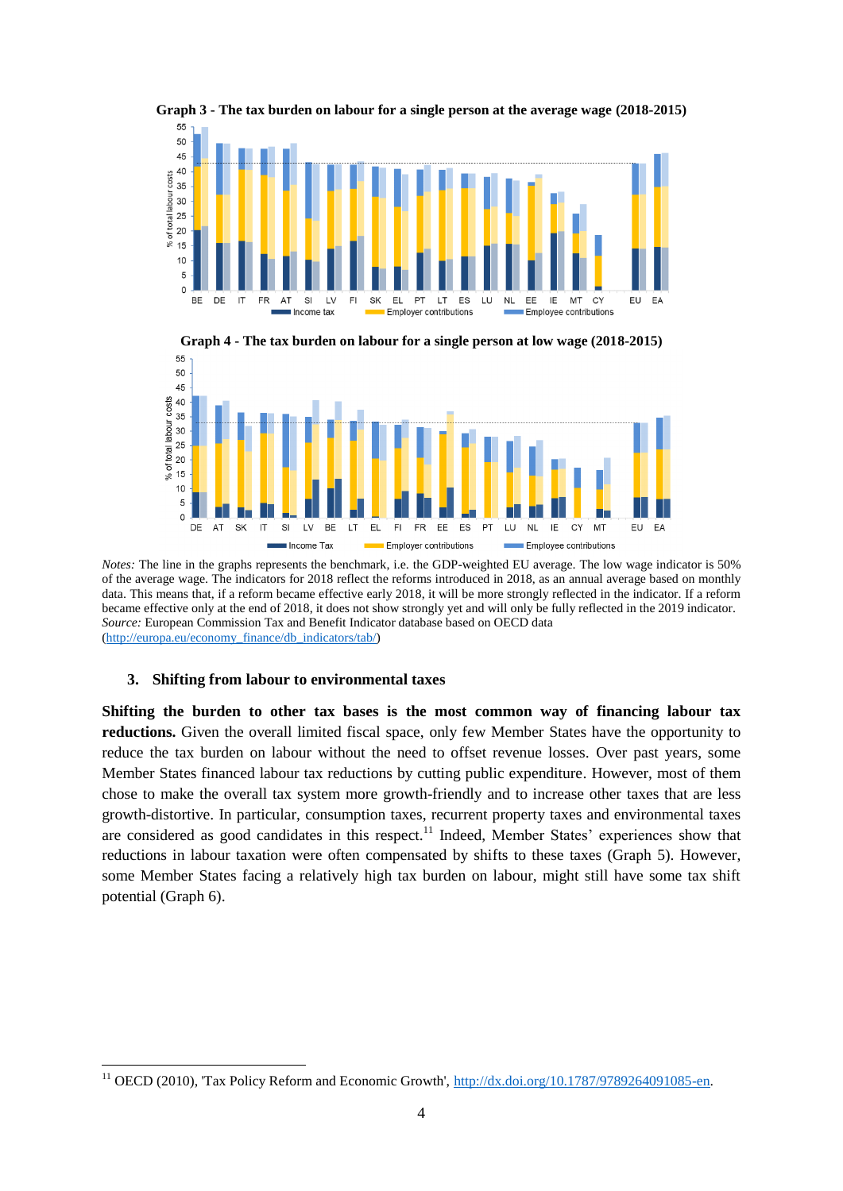**Graph 3 - The tax burden on labour for a single person at the average wage (2018-2015)**

**Graph 4 - The tax burden on labour for a single person at low wage (2018-2015)**

*Notes:* The line in the graphs represents the benchmark, i.e. the GDP-weighted EU average. The low wage indicator is 50% of the average wage. The indicators for 2018 reflect the reforms introduced in 2018, as an annual average based on monthly data. This means that, if a reform became effective early 2018, it will be more strongly reflected in the indicator. If a reform became effective only at the end of 2018, it does not show strongly yet and will only be fully reflected in the 2019 indicator.
*Source:* European Commission Tax and Benefit Indicator database based on OECD data (http://europa.eu/economy_finance/db_indicators/tab/)

### 3. Shifting from labour to environmental taxes

**Shifting the burden to other tax bases is the most common way of financing labour tax reductions.** Given the overall limited fiscal space, only few Member States have the opportunity to reduce the tax burden on labour without the need to offset revenue losses. Over past years, some Member States financed labour tax reductions by cutting public expenditure. However, most of them chose to make the overall tax system more growth-friendly and to increase other taxes that are less growth-distortive. In particular, consumption taxes, recurrent property taxes and environmental taxes are considered as good candidates in this respect.[11] Indeed, Member States' experiences show that reductions in labour taxation were often compensated by shifts to these taxes (Graph 5). However, some Member States facing a relatively high tax burden on labour, might still have some tax shift potential (Graph 6).

[11] OECD (2010), 'Tax Policy Reform and Economic Growth', http://dx.doi.org/10.1787/9789264091085-en.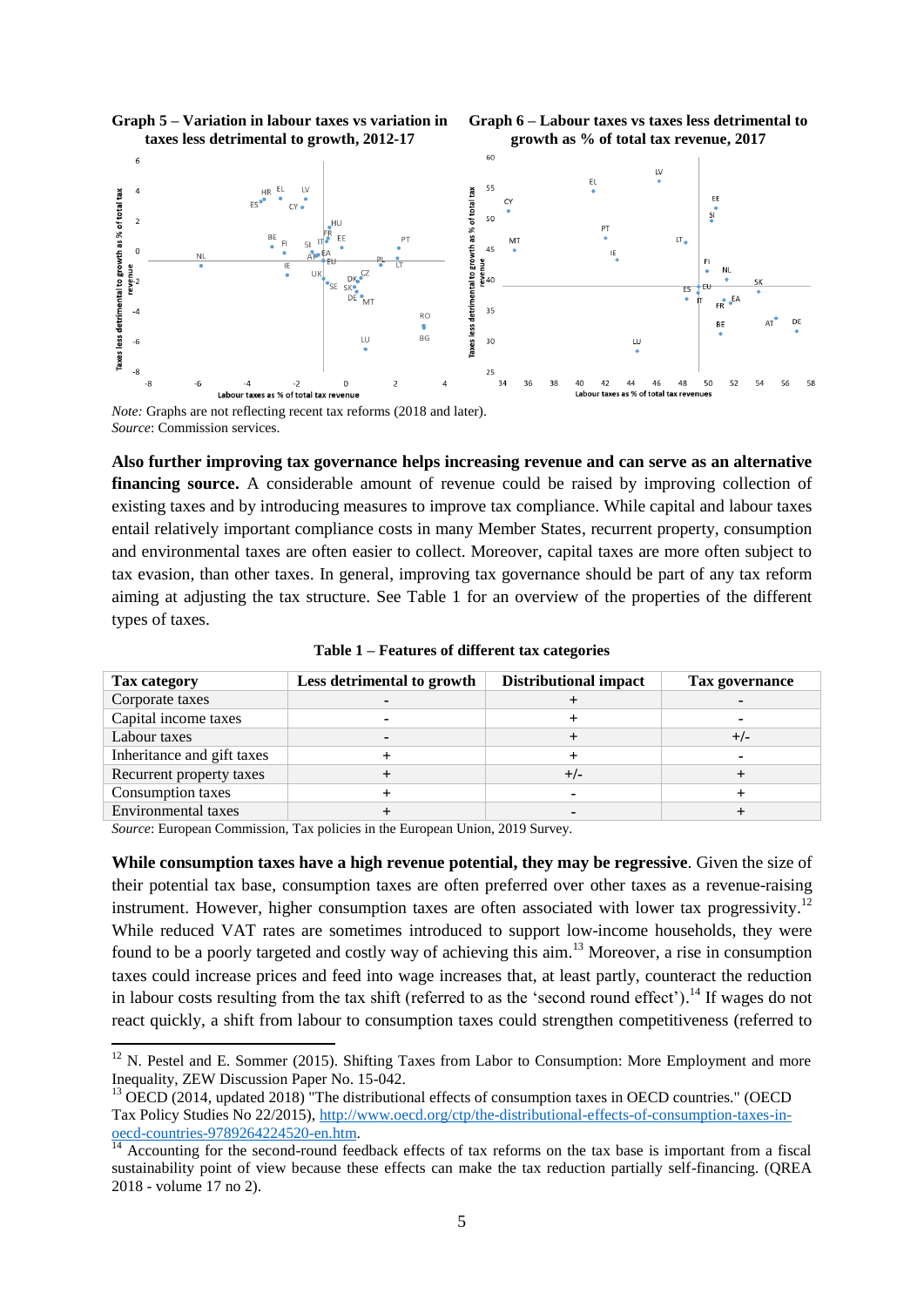**Graph 5 – Variation in labour taxes vs variation in taxes less detrimental to growth, 2012-17**

**Graph 6 – Labour taxes vs taxes less detrimental to growth as % of total tax revenue, 2017**

*Note:* Graphs are not reflecting recent tax reforms (2018 and later).
*Source*: Commission services.

**Also further improving tax governance helps increasing revenue and can serve as an alternative financing source.** A considerable amount of revenue could be raised by improving collection of existing taxes and by introducing measures to improve tax compliance. While capital and labour taxes entail relatively important compliance costs in many Member States, recurrent property, consumption and environmental taxes are often easier to collect. Moreover, capital taxes are more often subject to tax evasion, than other taxes. In general, improving tax governance should be part of any tax reform aiming at adjusting the tax structure. See Table 1 for an overview of the properties of the different types of taxes.

**Table 1 – Features of different tax categories**

| Tax category | Less detrimental to growth | Distributional impact | Tax governance |
|---|---|---|---|
| Corporate taxes | - | + | - |
| Capital income taxes | - | + | - |
| Labour taxes | - | + | +/- |
| Inheritance and gift taxes | + | + | - |
| Recurrent property taxes | + | +/- | + |
| Consumption taxes | + | - | + |
| Environmental taxes | + | - | + |

*Source*: European Commission, Tax policies in the European Union, 2019 Survey.

**While consumption taxes have a high revenue potential, they may be regressive**. Given the size of their potential tax base, consumption taxes are often preferred over other taxes as a revenue-raising instrument. However, higher consumption taxes are often associated with lower tax progressivity.[12] While reduced VAT rates are sometimes introduced to support low-income households, they were found to be a poorly targeted and costly way of achieving this aim.[13] Moreover, a rise in consumption taxes could increase prices and feed into wage increases that, at least partly, counteract the reduction in labour costs resulting from the tax shift (referred to as the 'second round effect').[14] If wages do not react quickly, a shift from labour to consumption taxes could strengthen competitiveness (referred to

---

[12] N. Pestel and E. Sommer (2015). Shifting Taxes from Labor to Consumption: More Employment and more Inequality, ZEW Discussion Paper No. 15-042.

[13] OECD (2014, updated 2018) "The distributional effects of consumption taxes in OECD countries." (OECD Tax Policy Studies No 22/2015), http://www.oecd.org/ctp/the-distributional-effects-of-consumption-taxes-in-oecd-countries-9789264224520-en.htm.

[14] Accounting for the second-round feedback effects of tax reforms on the tax base is important from a fiscal sustainability point of view because these effects can make the tax reduction partially self-financing. (QREA 2018 - volume 17 no 2).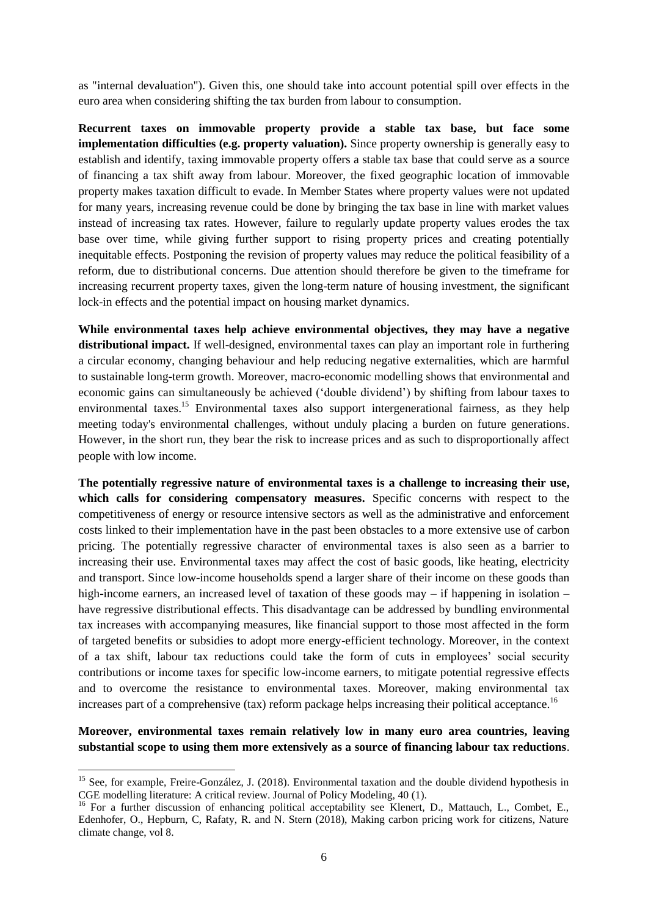as "internal devaluation"). Given this, one should take into account potential spill over effects in the euro area when considering shifting the tax burden from labour to consumption.

**Recurrent taxes on immovable property provide a stable tax base, but face some implementation difficulties (e.g. property valuation).** Since property ownership is generally easy to establish and identify, taxing immovable property offers a stable tax base that could serve as a source of financing a tax shift away from labour. Moreover, the fixed geographic location of immovable property makes taxation difficult to evade. In Member States where property values were not updated for many years, increasing revenue could be done by bringing the tax base in line with market values instead of increasing tax rates. However, failure to regularly update property values erodes the tax base over time, while giving further support to rising property prices and creating potentially inequitable effects. Postponing the revision of property values may reduce the political feasibility of a reform, due to distributional concerns. Due attention should therefore be given to the timeframe for increasing recurrent property taxes, given the long-term nature of housing investment, the significant lock-in effects and the potential impact on housing market dynamics.

**While environmental taxes help achieve environmental objectives, they may have a negative distributional impact.** If well-designed, environmental taxes can play an important role in furthering a circular economy, changing behaviour and help reducing negative externalities, which are harmful to sustainable long-term growth. Moreover, macro-economic modelling shows that environmental and economic gains can simultaneously be achieved ('double dividend') by shifting from labour taxes to environmental taxes.[15] Environmental taxes also support intergenerational fairness, as they help meeting today's environmental challenges, without unduly placing a burden on future generations. However, in the short run, they bear the risk to increase prices and as such to disproportionally affect people with low income.

**The potentially regressive nature of environmental taxes is a challenge to increasing their use, which calls for considering compensatory measures.** Specific concerns with respect to the competitiveness of energy or resource intensive sectors as well as the administrative and enforcement costs linked to their implementation have in the past been obstacles to a more extensive use of carbon pricing. The potentially regressive character of environmental taxes is also seen as a barrier to increasing their use. Environmental taxes may affect the cost of basic goods, like heating, electricity and transport. Since low-income households spend a larger share of their income on these goods than high-income earners, an increased level of taxation of these goods may – if happening in isolation – have regressive distributional effects. This disadvantage can be addressed by bundling environmental tax increases with accompanying measures, like financial support to those most affected in the form of targeted benefits or subsidies to adopt more energy-efficient technology. Moreover, in the context of a tax shift, labour tax reductions could take the form of cuts in employees' social security contributions or income taxes for specific low-income earners, to mitigate potential regressive effects and to overcome the resistance to environmental taxes. Moreover, making environmental tax increases part of a comprehensive (tax) reform package helps increasing their political acceptance.[16]

**Moreover, environmental taxes remain relatively low in many euro area countries, leaving substantial scope to using them more extensively as a source of financing labour tax reductions**.

---

[15] See, for example, Freire-González, J. (2018). Environmental taxation and the double dividend hypothesis in CGE modelling literature: A critical review. Journal of Policy Modeling, 40 (1).

[16] For a further discussion of enhancing political acceptability see Klenert, D., Mattauch, L., Combet, E., Edenhofer, O., Hepburn, C, Rafaty, R. and N. Stern (2018), Making carbon pricing work for citizens, Nature climate change, vol 8.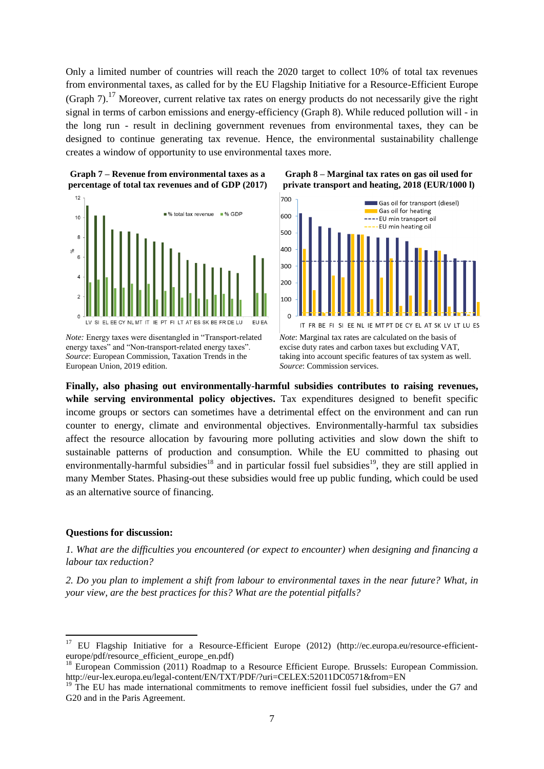Only a limited number of countries will reach the 2020 target to collect 10% of total tax revenues from environmental taxes, as called for by the EU Flagship Initiative for a Resource-Efficient Europe (Graph 7).[17] Moreover, current relative tax rates on energy products do not necessarily give the right signal in terms of carbon emissions and energy-efficiency (Graph 8). While reduced pollution will - in the long run - result in declining government revenues from environmental taxes, they can be designed to continue generating tax revenue. Hence, the environmental sustainability challenge creates a window of opportunity to use environmental taxes more.

**Graph 7 – Revenue from environmental taxes as a percentage of total tax revenues and of GDP (2017)**

12
10
8
% 6
4
2
0

■ % total tax revenue ■ % GDP

LV SI EL EE CY NL MT IT IE PT FI LT AT ES SK BE FR DE LU EU EA

*Note:* Energy taxes were disentangled in "Transport-related energy taxes" and "Non-transport-related energy taxes".
*Source*: European Commission, Taxation Trends in the European Union, 2019 edition.

**Graph 8 – Marginal tax rates on gas oil used for private transport and heating, 2018 (EUR/1000 l)**

700
600
500
400
300
200
100
0

Gas oil for transport (diesel)
Gas oil for heating
EU min transport oil
EU min heating oil

IT FR BE FI SI EE NL IE MT PT DE CY EL AT SK LV LT LU ES

*Note*: Marginal tax rates are calculated on the basis of excise duty rates and carbon taxes but excluding VAT, taking into account specific features of tax system as well.
*Source*: Commission services.

**Finally, also phasing out environmentally-harmful subsidies contributes to raising revenues, while serving environmental policy objectives.** Tax expenditures designed to benefit specific income groups or sectors can sometimes have a detrimental effect on the environment and can run counter to energy, climate and environmental objectives. Environmentally-harmful tax subsidies affect the resource allocation by favouring more polluting activities and slow down the shift to sustainable patterns of production and consumption. While the EU committed to phasing out environmentally-harmful subsidies[18] and in particular fossil fuel subsidies[19], they are still applied in many Member States. Phasing-out these subsidies would free up public funding, which could be used as an alternative source of financing.

**Questions for discussion:**

*1. What are the difficulties you encountered (or expect to encounter) when designing and financing a labour tax reduction?*

*2. Do you plan to implement a shift from labour to environmental taxes in the near future? What, in your view, are the best practices for this? What are the potential pitfalls?*

[17] EU Flagship Initiative for a Resource-Efficient Europe (2012) (http://ec.europa.eu/resource-efficient-europe/pdf/resource_efficient_europe_en.pdf)

[18] European Commission (2011) Roadmap to a Resource Efficient Europe. Brussels: European Commission. http://eur-lex.europa.eu/legal-content/EN/TXT/PDF/?uri=CELEX:52011DC0571&from=EN

[19] The EU has made international commitments to remove inefficient fossil fuel subsidies, under the G7 and G20 and in the Paris Agreement.